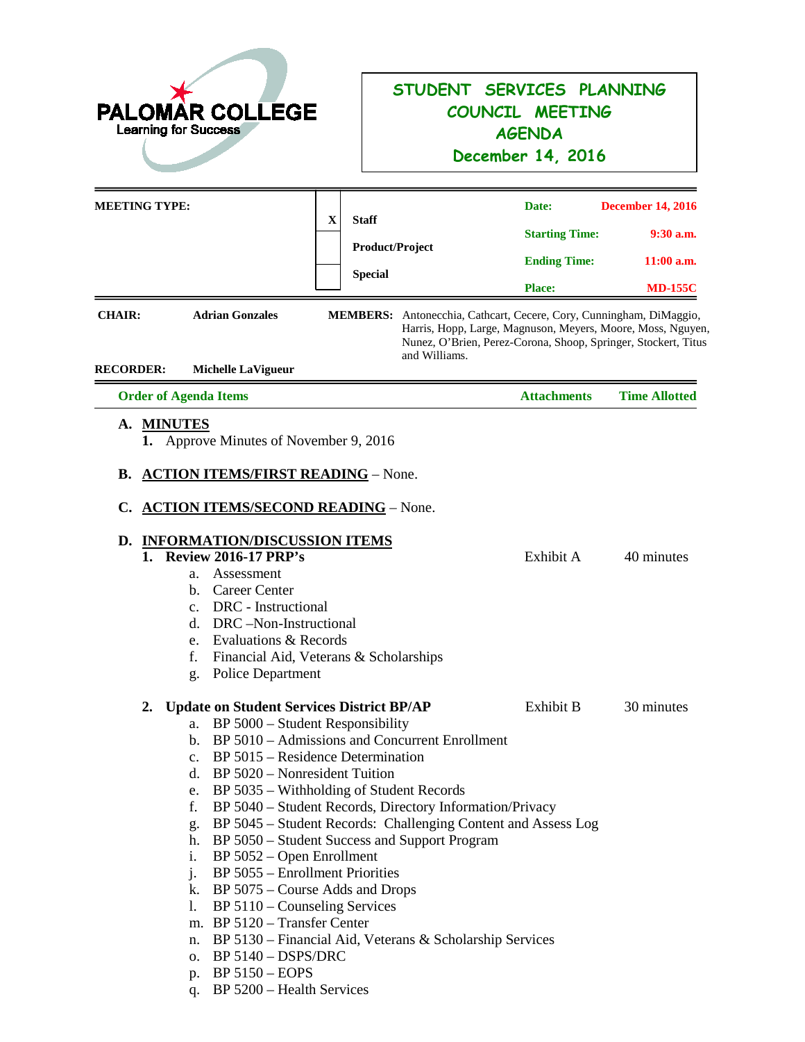PALOMAR COLLEGE
Learning for Success

# STUDENT SERVICES PLANNING COUNCIL MEETING AGENDA
## December 14, 2016

| | | | | |
|---|---|---|---|---|
| **MEETING TYPE:** | X | **Staff** | **Date:** | **December 14, 2016** |
| | | **Product/Project** | **Starting Time:** | **9:30 a.m.** |
| | | **Special** | **Ending Time:** | **11:00 a.m.** |
| | | | **Place:** | **MD-155C** |

**CHAIR:** **Adrian Gonzales**

**MEMBERS:** Antonecchia, Cathcart, Cecere, Cory, Cunningham, DiMaggio, Harris, Hopp, Large, Magnuson, Meyers, Moore, Moss, Nguyen, Nunez, O'Brien, Perez-Corona, Shoop, Springer, Stockert, Titus and Williams.

**RECORDER:** **Michelle LaVigueur**

| Order of Agenda Items | Attachments | Time Allotted |
|---|---|---|

**A. MINUTES**

1. Approve Minutes of November 9, 2016

**B. ACTION ITEMS/FIRST READING** – None.

**C. ACTION ITEMS/SECOND READING** – None.

**D. INFORMATION/DISCUSSION ITEMS**

1. **Review 2016-17 PRP's** — Exhibit A — 40 minutes
   a. Assessment
   b. Career Center
   c. DRC - Instructional
   d. DRC –Non-Instructional
   e. Evaluations & Records
   f. Financial Aid, Veterans & Scholarships
   g. Police Department

2. **Update on Student Services District BP/AP** — Exhibit B — 30 minutes
   a. BP 5000 – Student Responsibility
   b. BP 5010 – Admissions and Concurrent Enrollment
   c. BP 5015 – Residence Determination
   d. BP 5020 – Nonresident Tuition
   e. BP 5035 – Withholding of Student Records
   f. BP 5040 – Student Records, Directory Information/Privacy
   g. BP 5045 – Student Records: Challenging Content and Assess Log
   h. BP 5050 – Student Success and Support Program
   i. BP 5052 – Open Enrollment
   j. BP 5055 – Enrollment Priorities
   k. BP 5075 – Course Adds and Drops
   l. BP 5110 – Counseling Services
   m. BP 5120 – Transfer Center
   n. BP 5130 – Financial Aid, Veterans & Scholarship Services
   o. BP 5140 – DSPS/DRC
   p. BP 5150 – EOPS
   q. BP 5200 – Health Services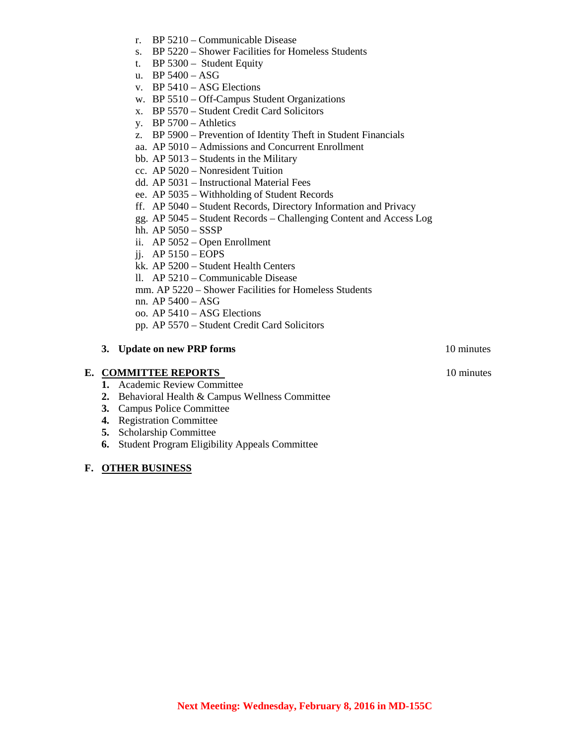r. BP 5210 – Communicable Disease
s. BP 5220 – Shower Facilities for Homeless Students
t. BP 5300 – Student Equity
u. BP 5400 – ASG
v. BP 5410 – ASG Elections
w. BP 5510 – Off-Campus Student Organizations
x. BP 5570 – Student Credit Card Solicitors
y. BP 5700 – Athletics
z. BP 5900 – Prevention of Identity Theft in Student Financials
aa. AP 5010 – Admissions and Concurrent Enrollment
bb. AP 5013 – Students in the Military
cc. AP 5020 – Nonresident Tuition
dd. AP 5031 – Instructional Material Fees
ee. AP 5035 – Withholding of Student Records
ff. AP 5040 – Student Records, Directory Information and Privacy
gg. AP 5045 – Student Records – Challenging Content and Access Log
hh. AP 5050 – SSSP
ii. AP 5052 – Open Enrollment
jj. AP 5150 – EOPS
kk. AP 5200 – Student Health Centers
ll. AP 5210 – Communicable Disease
mm. AP 5220 – Shower Facilities for Homeless Students
nn. AP 5400 – ASG
oo. AP 5410 – ASG Elections
pp. AP 5570 – Student Credit Card Solicitors

**3. Update on new PRP forms** — 10 minutes

## E. COMMITTEE REPORTS — 10 minutes

1. Academic Review Committee
2. Behavioral Health & Campus Wellness Committee
3. Campus Police Committee
4. Registration Committee
5. Scholarship Committee
6. Student Program Eligibility Appeals Committee

## F. OTHER BUSINESS

**Next Meeting: Wednesday, February 8, 2016 in MD-155C**